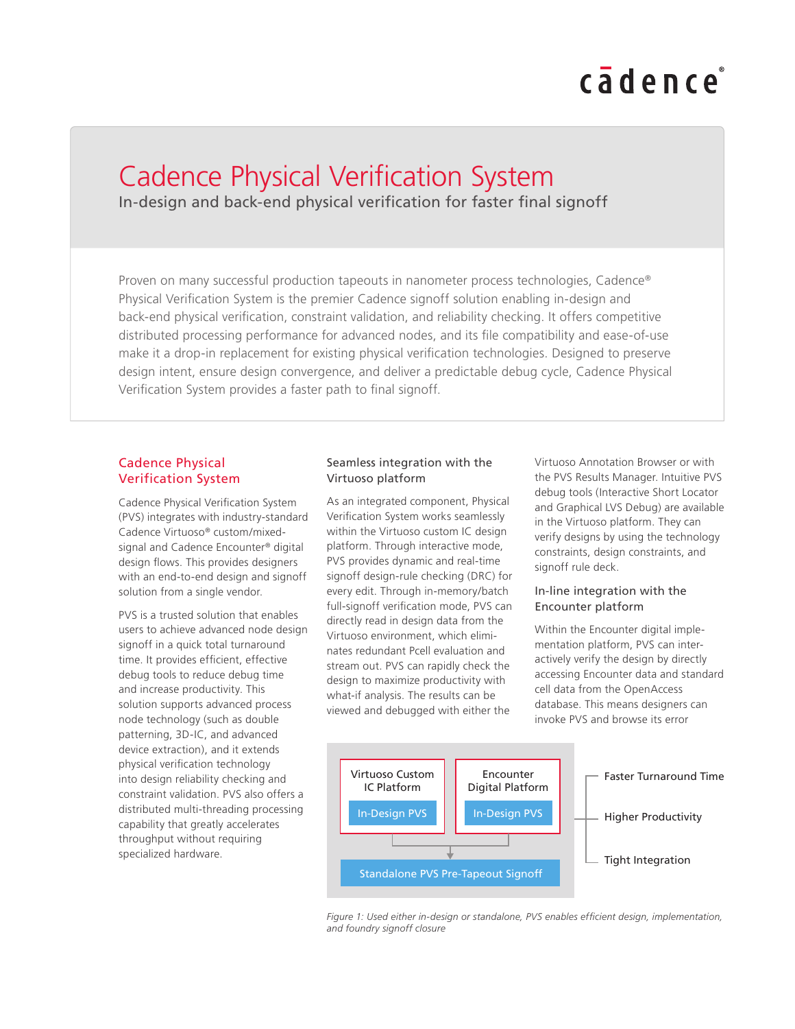cādence®

# Cadence Physical Verification System

In-design and back-end physical verification for faster final signoff

Proven on many successful production tapeouts in nanometer process technologies, Cadence® Physical Verification System is the premier Cadence signoff solution enabling in-design and back-end physical verification, constraint validation, and reliability checking. It offers competitive distributed processing performance for advanced nodes, and its file compatibility and ease-of-use make it a drop-in replacement for existing physical verification technologies. Designed to preserve design intent, ensure design convergence, and deliver a predictable debug cycle, Cadence Physical Verification System provides a faster path to final signoff.

## Cadence Physical Verification System

Cadence Physical Verification System (PVS) integrates with industry-standard Cadence Virtuoso® custom/mixed-signal and Cadence Encounter® digital design flows. This provides designers with an end-to-end design and signoff solution from a single vendor.

PVS is a trusted solution that enables users to achieve advanced node design signoff in a quick total turnaround time. It provides efficient, effective debug tools to reduce debug time and increase productivity. This solution supports advanced process node technology (such as double patterning, 3D-IC, and advanced device extraction), and it extends physical verification technology into design reliability checking and constraint validation. PVS also offers a distributed multi-threading processing capability that greatly accelerates throughput without requiring specialized hardware.

### Seamless integration with the Virtuoso platform

As an integrated component, Physical Verification System works seamlessly within the Virtuoso custom IC design platform. Through interactive mode, PVS provides dynamic and real-time signoff design-rule checking (DRC) for every edit. Through in-memory/batch full-signoff verification mode, PVS can directly read in design data from the Virtuoso environment, which eliminates redundant Pcell evaluation and stream out. PVS can rapidly check the design to maximize productivity with what-if analysis. The results can be viewed and debugged with either the Virtuoso Annotation Browser or with the PVS Results Manager. Intuitive PVS debug tools (Interactive Short Locator and Graphical LVS Debug) are available in the Virtuoso platform. They can verify designs by using the technology constraints, design constraints, and signoff rule deck.

### In-line integration with the Encounter platform

Within the Encounter digital implementation platform, PVS can interactively verify the design by directly accessing Encounter data and standard cell data from the OpenAccess database. This means designers can invoke PVS and browse its error

Virtuoso Custom IC Platform — In-Design PVS
Encounter Digital Platform — In-Design PVS
→ Standalone PVS Pre-Tapeout Signoff

- Faster Turnaround Time
- Higher Productivity
- Tight Integration

*Figure 1: Used either in-design or standalone, PVS enables efficient design, implementation, and foundry signoff closure*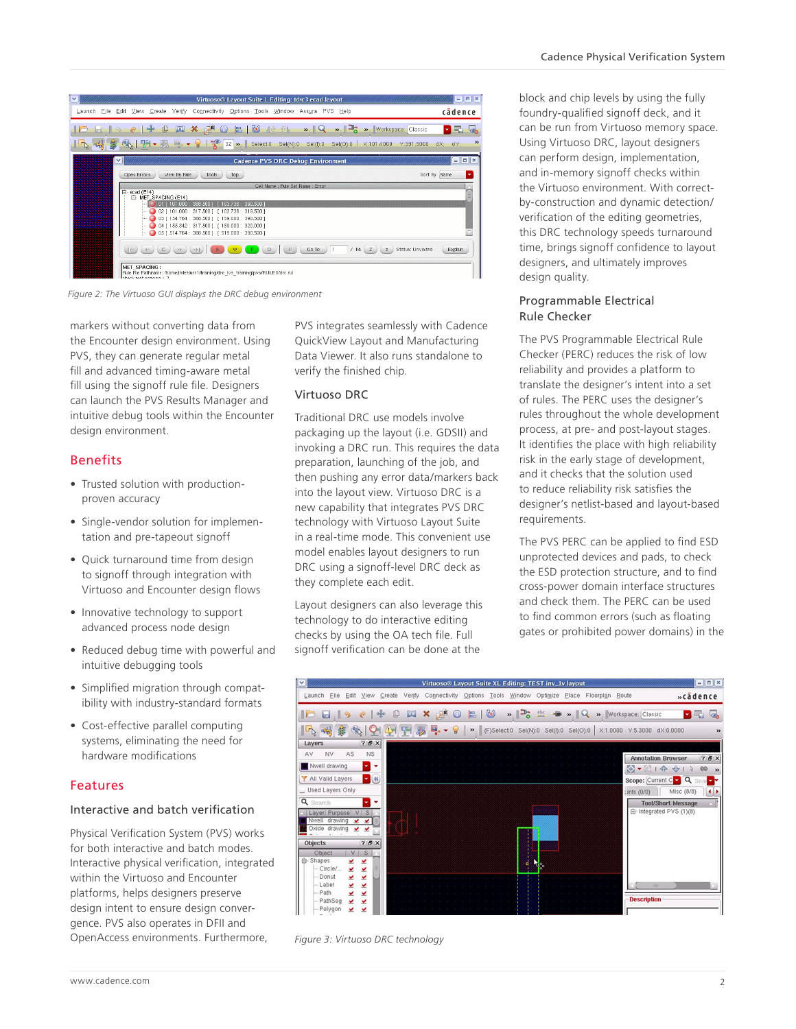Figure 2: The Virtuoso GUI displays the DRC debug environment

markers without converting data from the Encounter design environment. Using PVS, they can generate regular metal fill and advanced timing-aware metal fill using the signoff rule file. Designers can launch the PVS Results Manager and intuitive debug tools within the Encounter design environment.

## Benefits

- Trusted solution with production-proven accuracy
- Single-vendor solution for implementation and pre-tapeout signoff
- Quick turnaround time from design to signoff through integration with Virtuoso and Encounter design flows
- Innovative technology to support advanced process node design
- Reduced debug time with powerful and intuitive debugging tools
- Simplified migration through compatibility with industry-standard formats
- Cost-effective parallel computing systems, eliminating the need for hardware modifications

## Features

### Interactive and batch verification

Physical Verification System (PVS) works for both interactive and batch modes. Interactive physical verification, integrated within the Virtuoso and Encounter platforms, helps designers preserve design intent to ensure design convergence. PVS also operates in DFII and OpenAccess environments. Furthermore, PVS integrates seamlessly with Cadence QuickView Layout and Manufacturing Data Viewer. It also runs standalone to verify the finished chip.

### Virtuoso DRC

Traditional DRC use models involve packaging up the layout (i.e. GDSII) and invoking a DRC run. This requires the data preparation, launching of the job, and then pushing any error data/markers back into the layout view. Virtuoso DRC is a new capability that integrates PVS DRC technology with Virtuoso Layout Suite in a real-time mode. This convenient use model enables layout designers to run DRC using a signoff-level DRC deck as they complete each edit.

Layout designers can also leverage this technology to do interactive editing checks by using the OA tech file. Full signoff verification can be done at the block and chip levels by using the fully foundry-qualified signoff deck, and it can be run from Virtuoso memory space. Using Virtuoso DRC, layout designers can perform design, implementation, and in-memory signoff checks within the Virtuoso environment. With correct-by-construction and dynamic detection/verification of the editing geometries, this DRC technology speeds turnaround time, brings signoff confidence to layout designers, and ultimately improves design quality.

### Programmable Electrical Rule Checker

The PVS Programmable Electrical Rule Checker (PERC) reduces the risk of low reliability and provides a platform to translate the designer's intent into a set of rules. The PERC uses the designer's rules throughout the whole development process, at pre- and post-layout stages. It identifies the place with high reliability risk in the early stage of development, and it checks that the solution used to reduce reliability risk satisfies the designer's netlist-based and layout-based requirements.

The PVS PERC can be applied to find ESD unprotected devices and pads, to check the ESD protection structure, and to find cross-power domain interface structures and check them. The PERC can be used to find common errors (such as floating gates or prohibited power domains) in the

Figure 3: Virtuoso DRC technology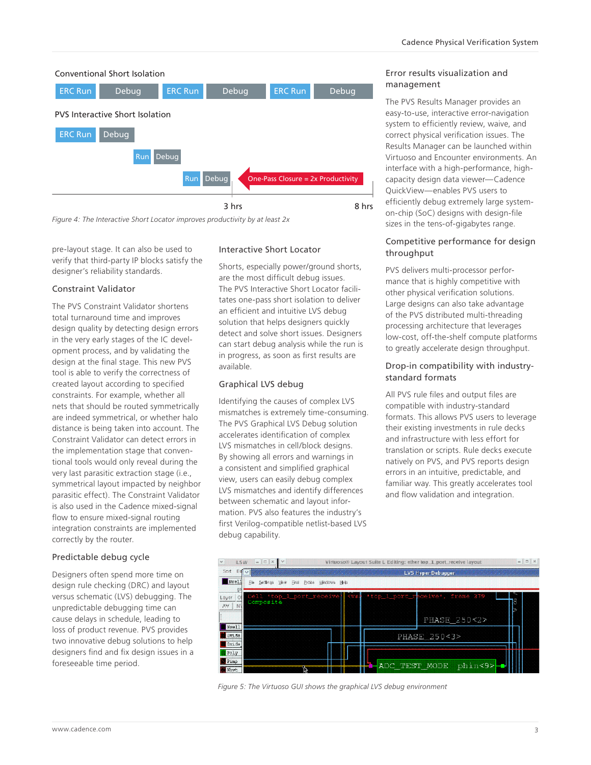Conventional Short Isolation

ERC Run | Debug | ERC Run | Debug | ERC Run | Debug

PVS Interactive Short Isolation

ERC Run | Debug

Run | Debug

Run | Debug ← One-Pass Closure = 2x Productivity

3 hrs — 8 hrs

*Figure 4: The Interactive Short Locator improves productivity by at least 2x*

pre-layout stage. It can also be used to verify that third-party IP blocks satisfy the designer's reliability standards.

### Constraint Validator

The PVS Constraint Validator shortens total turnaround time and improves design quality by detecting design errors in the very early stages of the IC development process, and by validating the design at the final stage. This new PVS tool is able to verify the correctness of created layout according to specified constraints. For example, whether all nets that should be routed symmetrically are indeed symmetrical, or whether halo distance is being taken into account. The Constraint Validator can detect errors in the implementation stage that conventional tools would only reveal during the very last parasitic extraction stage (i.e., symmetrical layout impacted by neighbor parasitic effect). The Constraint Validator is also used in the Cadence mixed-signal flow to ensure mixed-signal routing integration constraints are implemented correctly by the router.

### Predictable debug cycle

Designers often spend more time on design rule checking (DRC) and layout versus schematic (LVS) debugging. The unpredictable debugging time can cause delays in schedule, leading to loss of product revenue. PVS provides two innovative debug solutions to help designers find and fix design issues in a foreseeable time period.

### Interactive Short Locator

Shorts, especially power/ground shorts, are the most difficult debug issues. The PVS Interactive Short Locator facilitates one-pass short isolation to deliver an efficient and intuitive LVS debug solution that helps designers quickly detect and solve short issues. Designers can start debug analysis while the run is in progress, as soon as first results are available.

### Graphical LVS debug

Identifying the causes of complex LVS mismatches is extremely time-consuming. The PVS Graphical LVS Debug solution accelerates identification of complex LVS mismatches in cell/block designs. By showing all errors and warnings in a consistent and simplified graphical view, users can easily debug complex LVS mismatches and identify differences between schematic and layout information. PVS also features the industry's first Verilog-compatible netlist-based LVS debug capability.

*Figure 5: The Virtuoso GUI shows the graphical LVS debug environment*

### Error results visualization and management

The PVS Results Manager provides an easy-to-use, interactive error-navigation system to efficiently review, waive, and correct physical verification issues. The Results Manager can be launched within Virtuoso and Encounter environments. An interface with a high-performance, high-capacity design data viewer—Cadence QuickView—enables PVS users to efficiently debug extremely large system-on-chip (SoC) designs with design-file sizes in the tens-of-gigabytes range.

### Competitive performance for design throughput

PVS delivers multi-processor performance that is highly competitive with other physical verification solutions. Large designs can also take advantage of the PVS distributed multi-threading processing architecture that leverages low-cost, off-the-shelf compute platforms to greatly accelerate design throughput.

### Drop-in compatibility with industry-standard formats

All PVS rule files and output files are compatible with industry-standard formats. This allows PVS users to leverage their existing investments in rule decks and infrastructure with less effort for translation or scripts. Rule decks execute natively on PVS, and PVS reports design errors in an intuitive, predictable, and familiar way. This greatly accelerates tool and flow validation and integration.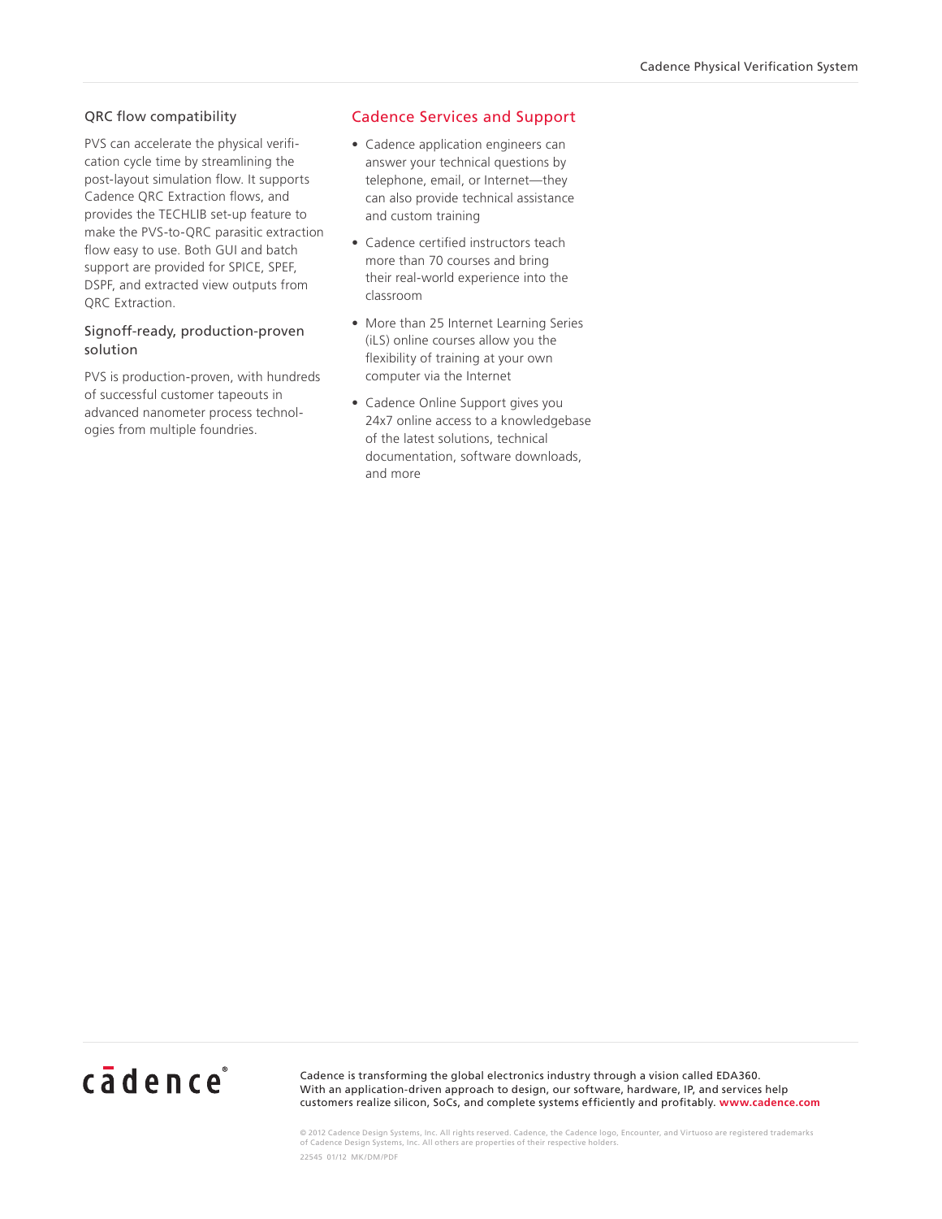### QRC flow compatibility

PVS can accelerate the physical verification cycle time by streamlining the post-layout simulation flow. It supports Cadence QRC Extraction flows, and provides the TECHLIB set-up feature to make the PVS-to-QRC parasitic extraction flow easy to use. Both GUI and batch support are provided for SPICE, SPEF, DSPF, and extracted view outputs from QRC Extraction.

### Signoff-ready, production-proven solution

PVS is production-proven, with hundreds of successful customer tapeouts in advanced nanometer process technologies from multiple foundries.

## Cadence Services and Support

- Cadence application engineers can answer your technical questions by telephone, email, or Internet—they can also provide technical assistance and custom training
- Cadence certified instructors teach more than 70 courses and bring their real-world experience into the classroom
- More than 25 Internet Learning Series (iLS) online courses allow you the flexibility of training at your own computer via the Internet
- Cadence Online Support gives you 24x7 online access to a knowledgebase of the latest solutions, technical documentation, software downloads, and more

cādence®

Cadence is transforming the global electronics industry through a vision called EDA360. With an application-driven approach to design, our software, hardware, IP, and services help customers realize silicon, SoCs, and complete systems efficiently and profitably. **www.cadence.com**

© 2012 Cadence Design Systems, Inc. All rights reserved. Cadence, the Cadence logo, Encounter, and Virtuoso are registered trademarks of Cadence Design Systems, Inc. All others are properties of their respective holders.

22545 01/12 MK/DM/PDF